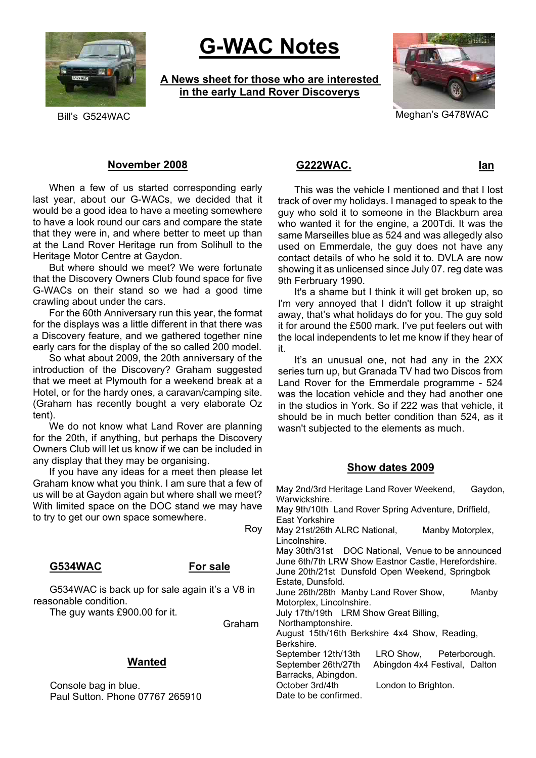# G-WAC Notes

**A News sheet for those who are interested in the early Land Rover Discoverys**

Bill's G524WAC

Meghan's G478WAC

## November 2008

When a few of us started corresponding early last year, about our G-WACs, we decided that it would be a good idea to have a meeting somewhere to have a look round our cars and compare the state that they were in, and where better to meet up than at the Land Rover Heritage run from Solihull to the Heritage Motor Centre at Gaydon.

But where should we meet? We were fortunate that the Discovery Owners Club found space for five G-WACs on their stand so we had a good time crawling about under the cars.

For the 60th Anniversary run this year, the format for the displays was a little different in that there was a Discovery feature, and we gathered together nine early cars for the display of the so called 200 model.

So what about 2009, the 20th anniversary of the introduction of the Discovery? Graham suggested that we meet at Plymouth for a weekend break at a Hotel, or for the hardy ones, a caravan/camping site. (Graham has recently bought a very elaborate Oz tent).

We do not know what Land Rover are planning for the 20th, if anything, but perhaps the Discovery Owners Club will let us know if we can be included in any display that they may be organising.

If you have any ideas for a meet then please let Graham know what you think. I am sure that a few of us will be at Gaydon again but where shall we meet? With limited space on the DOC stand we may have to try to get our own space somewhere.

Roy

## G534WAC — For sale

G534WAC is back up for sale again it's a V8 in reasonable condition.

The guy wants £900.00 for it.

Graham

## Wanted

Console bag in blue.
Paul Sutton. Phone 07767 265910

## G222WAC. — Ian

This was the vehicle I mentioned and that I lost track of over my holidays. I managed to speak to the guy who sold it to someone in the Blackburn area who wanted it for the engine, a 200Tdi. It was the same Marseilles blue as 524 and was allegedly also used on Emmerdale, the guy does not have any contact details of who he sold it to. DVLA are now showing it as unlicensed since July 07. reg date was 9th Ferbruary 1990.

It's a shame but I think it will get broken up, so I'm very annoyed that I didn't follow it up straight away, that's what holidays do for you. The guy sold it for around the £500 mark. I've put feelers out with the local independents to let me know if they hear of it.

It's an unusual one, not had any in the 2XX series turn up, but Granada TV had two Discos from Land Rover for the Emmerdale programme - 524 was the location vehicle and they had another one in the studios in York. So if 222 was that vehicle, it should be in much better condition than 524, as it wasn't subjected to the elements as much.

## Show dates 2009

May 2nd/3rd Heritage Land Rover Weekend, Gaydon, Warwickshire.
May 9th/10th Land Rover Spring Adventure, Driffield, East Yorkshire
May 21st/26th ALRC National, Manby Motorplex, Lincolnshire.
May 30th/31st DOC National, Venue to be announced
June 6th/7th LRW Show Eastnor Castle, Herefordshire.
June 20th/21st Dunsfold Open Weekend, Springbok Estate, Dunsfold.
June 26th/28th Manby Land Rover Show, Manby Motorplex, Lincolnshire.
July 17th/19th LRM Show Great Billing, Northamptonshire.
August 15th/16th Berkshire 4x4 Show, Reading, Berkshire.
September 12th/13th LRO Show, Peterborough.
September 26th/27th Abingdon 4x4 Festival, Dalton Barracks, Abingdon.
October 3rd/4th London to Brighton.
Date to be confirmed.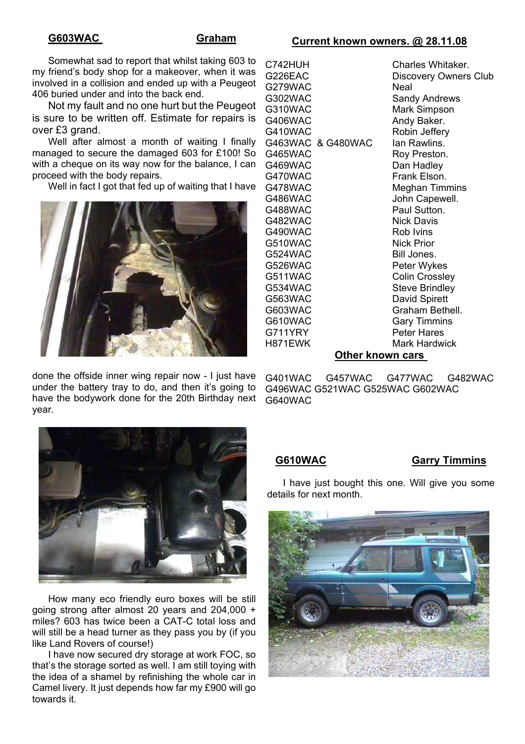## G603WAC — Graham

Somewhat sad to report that whilst taking 603 to my friend's body shop for a makeover, when it was involved in a collision and ended up with a Peugeot 406 buried under and into the back end.

Not my fault and no one hurt but the Peugeot is sure to be written off. Estimate for repairs is over £3 grand.

Well after almost a month of waiting I finally managed to secure the damaged 603 for £100! So with a cheque on its way now for the balance, I can proceed with the body repairs.

Well in fact I got that fed up of waiting that I have done the offside inner wing repair now - I just have under the battery tray to do, and then it's going to have the bodywork done for the 20th Birthday next year.

How many eco friendly euro boxes will be still going strong after almost 20 years and 204,000 + miles? 603 has twice been a CAT-C total loss and will still be a head turner as they pass you by (if you like Land Rovers of course!)

I have now secured dry storage at work FOC, so that's the storage sorted as well. I am still toying with the idea of a shamel by refinishing the whole car in Camel livery. It just depends how far my £900 will go towards it.

## Current known owners. @ 28.11.08

| | |
|---|---|
| C742HUH | Charles Whitaker. |
| G226EAC | Discovery Owners Club |
| G279WAC | Neal |
| G302WAC | Sandy Andrews |
| G310WAC | Mark Simpson |
| G406WAC | Andy Baker. |
| G410WAC | Robin Jeffery |
| G463WAC & G480WAC | Ian Rawlins. |
| G465WAC | Roy Preston. |
| G469WAC | Dan Hadley |
| G470WAC | Frank Elson. |
| G478WAC | Meghan Timmins |
| G486WAC | John Capewell. |
| G488WAC | Paul Sutton. |
| G482WAC | Nick Davis |
| G490WAC | Rob Ivins |
| G510WAC | Nick Prior |
| G524WAC | Bill Jones. |
| G526WAC | Peter Wykes |
| G511WAC | Colin Crossley |
| G534WAC | Steve Brindley |
| G563WAC | David Spirett |
| G603WAC | Graham Bethell. |
| G610WAC | Gary Timmins |
| G711YRY | Peter Hares |
| H871EWK | Mark Hardwick |

### Other known cars

G401WAC G457WAC G477WAC G482WAC G496WAC G521WAC G525WAC G602WAC G640WAC

## G610WAC — Garry Timmins

I have just bought this one. Will give you some details for next month.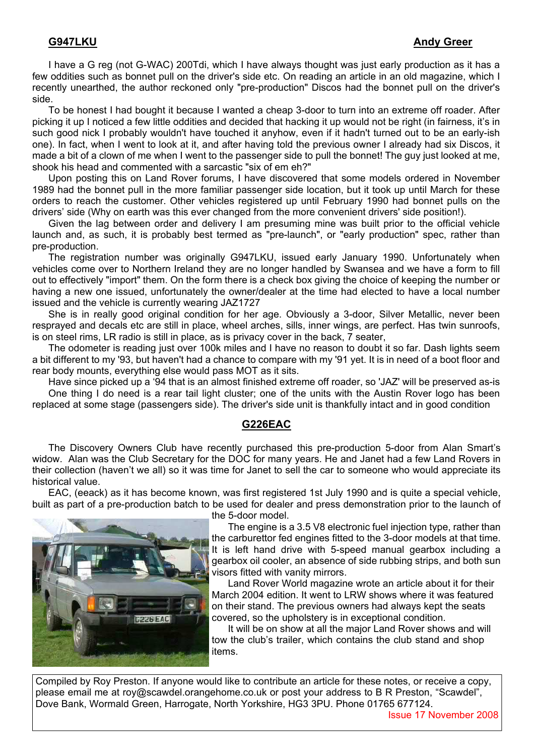## G947LKU

**Andy Greer**

I have a G reg (not G-WAC) 200Tdi, which I have always thought was just early production as it has a few oddities such as bonnet pull on the driver's side etc. On reading an article in an old magazine, which I recently unearthed, the author reckoned only "pre-production" Discos had the bonnet pull on the driver's side.

To be honest I had bought it because I wanted a cheap 3-door to turn into an extreme off roader. After picking it up I noticed a few little oddities and decided that hacking it up would not be right (in fairness, it's in such good nick I probably wouldn't have touched it anyhow, even if it hadn't turned out to be an early-ish one). In fact, when I went to look at it, and after having told the previous owner I already had six Discos, it made a bit of a clown of me when I went to the passenger side to pull the bonnet! The guy just looked at me, shook his head and commented with a sarcastic "six of em eh?"

Upon posting this on Land Rover forums, I have discovered that some models ordered in November 1989 had the bonnet pull in the more familiar passenger side location, but it took up until March for these orders to reach the customer. Other vehicles registered up until February 1990 had bonnet pulls on the drivers' side (Why on earth was this ever changed from the more convenient drivers' side position!).

Given the lag between order and delivery I am presuming mine was built prior to the official vehicle launch and, as such, it is probably best termed as "pre-launch", or "early production" spec, rather than pre-production.

The registration number was originally G947LKU, issued early January 1990. Unfortunately when vehicles come over to Northern Ireland they are no longer handled by Swansea and we have a form to fill out to effectively "import" them. On the form there is a check box giving the choice of keeping the number or having a new one issued, unfortunately the owner/dealer at the time had elected to have a local number issued and the vehicle is currently wearing JAZ1727

She is in really good original condition for her age. Obviously a 3-door, Silver Metallic, never been resprayed and decals etc are still in place, wheel arches, sills, inner wings, are perfect. Has twin sunroofs, is on steel rims, LR radio is still in place, as is privacy cover in the back, 7 seater,

The odometer is reading just over 100k miles and I have no reason to doubt it so far. Dash lights seem a bit different to my '93, but haven't had a chance to compare with my '91 yet. It is in need of a boot floor and rear body mounts, everything else would pass MOT as it sits.

Have since picked up a '94 that is an almost finished extreme off roader, so 'JAZ' will be preserved as-is

One thing I do need is a rear tail light cluster; one of the units with the Austin Rover logo has been replaced at some stage (passengers side). The driver's side unit is thankfully intact and in good condition

## G226EAC

The Discovery Owners Club have recently purchased this pre-production 5-door from Alan Smart's widow. Alan was the Club Secretary for the DOC for many years. He and Janet had a few Land Rovers in their collection (haven't we all) so it was time for Janet to sell the car to someone who would appreciate its historical value.

EAC, (eeack) as it has become known, was first registered 1st July 1990 and is quite a special vehicle, built as part of a pre-production batch to be used for dealer and press demonstration prior to the launch of the 5-door model.

The engine is a 3.5 V8 electronic fuel injection type, rather than the carburettor fed engines fitted to the 3-door models at that time. It is left hand drive with 5-speed manual gearbox including a gearbox oil cooler, an absence of side rubbing strips, and both sun visors fitted with vanity mirrors.

Land Rover World magazine wrote an article about it for their March 2004 edition. It went to LRW shows where it was featured on their stand. The previous owners had always kept the seats covered, so the upholstery is in exceptional condition.

It will be on show at all the major Land Rover shows and will tow the club's trailer, which contains the club stand and shop items.

Compiled by Roy Preston. If anyone would like to contribute an article for these notes, or receive a copy, please email me at roy@scawdel.orangehome.co.uk or post your address to B R Preston, "Scawdel", Dove Bank, Wormald Green, Harrogate, North Yorkshire, HG3 3PU. Phone 01765 677124.

Issue 17 November 2008